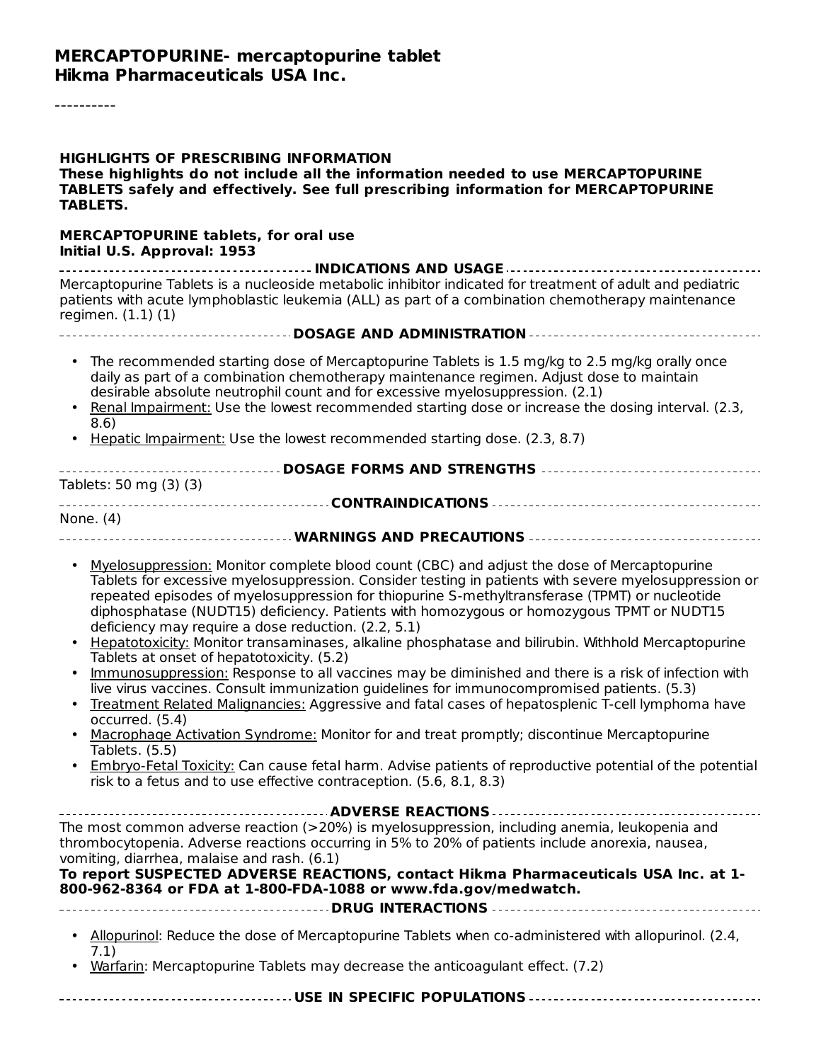# MERCAPTOPURINE- mercaptopurine tablet
## Hikma Pharmaceuticals USA Inc.

----------

**HIGHLIGHTS OF PRESCRIBING INFORMATION**
**These highlights do not include all the information needed to use MERCAPTOPURINE TABLETS safely and effectively. See full prescribing information for MERCAPTOPURINE TABLETS.**

**MERCAPTOPURINE tablets, for oral use**
**Initial U.S. Approval: 1953**

### INDICATIONS AND USAGE

Mercaptopurine Tablets is a nucleoside metabolic inhibitor indicated for treatment of adult and pediatric patients with acute lymphoblastic leukemia (ALL) as part of a combination chemotherapy maintenance regimen. (1.1) (1)

### DOSAGE AND ADMINISTRATION

- The recommended starting dose of Mercaptopurine Tablets is 1.5 mg/kg to 2.5 mg/kg orally once daily as part of a combination chemotherapy maintenance regimen. Adjust dose to maintain desirable absolute neutrophil count and for excessive myelosuppression. (2.1)
- Renal Impairment: Use the lowest recommended starting dose or increase the dosing interval. (2.3, 8.6)
- Hepatic Impairment: Use the lowest recommended starting dose. (2.3, 8.7)

### DOSAGE FORMS AND STRENGTHS

Tablets: 50 mg (3) (3)

### CONTRAINDICATIONS

None. (4)

### WARNINGS AND PRECAUTIONS

- Myelosuppression: Monitor complete blood count (CBC) and adjust the dose of Mercaptopurine Tablets for excessive myelosuppression. Consider testing in patients with severe myelosuppression or repeated episodes of myelosuppression for thiopurine S-methyltransferase (TPMT) or nucleotide diphosphatase (NUDT15) deficiency. Patients with homozygous or homozygous TPMT or NUDT15 deficiency may require a dose reduction. (2.2, 5.1)
- Hepatotoxicity: Monitor transaminases, alkaline phosphatase and bilirubin. Withhold Mercaptopurine Tablets at onset of hepatotoxicity. (5.2)
- Immunosuppression: Response to all vaccines may be diminished and there is a risk of infection with live virus vaccines. Consult immunization guidelines for immunocompromised patients. (5.3)
- Treatment Related Malignancies: Aggressive and fatal cases of hepatosplenic T-cell lymphoma have occurred. (5.4)
- Macrophage Activation Syndrome: Monitor for and treat promptly; discontinue Mercaptopurine Tablets. (5.5)
- Embryo-Fetal Toxicity: Can cause fetal harm. Advise patients of reproductive potential of the potential risk to a fetus and to use effective contraception. (5.6, 8.1, 8.3)

### ADVERSE REACTIONS

The most common adverse reaction (>20%) is myelosuppression, including anemia, leukopenia and thrombocytopenia. Adverse reactions occurring in 5% to 20% of patients include anorexia, nausea, vomiting, diarrhea, malaise and rash. (6.1)

**To report SUSPECTED ADVERSE REACTIONS, contact Hikma Pharmaceuticals USA Inc. at 1-800-962-8364 or FDA at 1-800-FDA-1088 or www.fda.gov/medwatch.**

### DRUG INTERACTIONS

- Allopurinol: Reduce the dose of Mercaptopurine Tablets when co-administered with allopurinol. (2.4, 7.1)
- Warfarin: Mercaptopurine Tablets may decrease the anticoagulant effect. (7.2)

### USE IN SPECIFIC POPULATIONS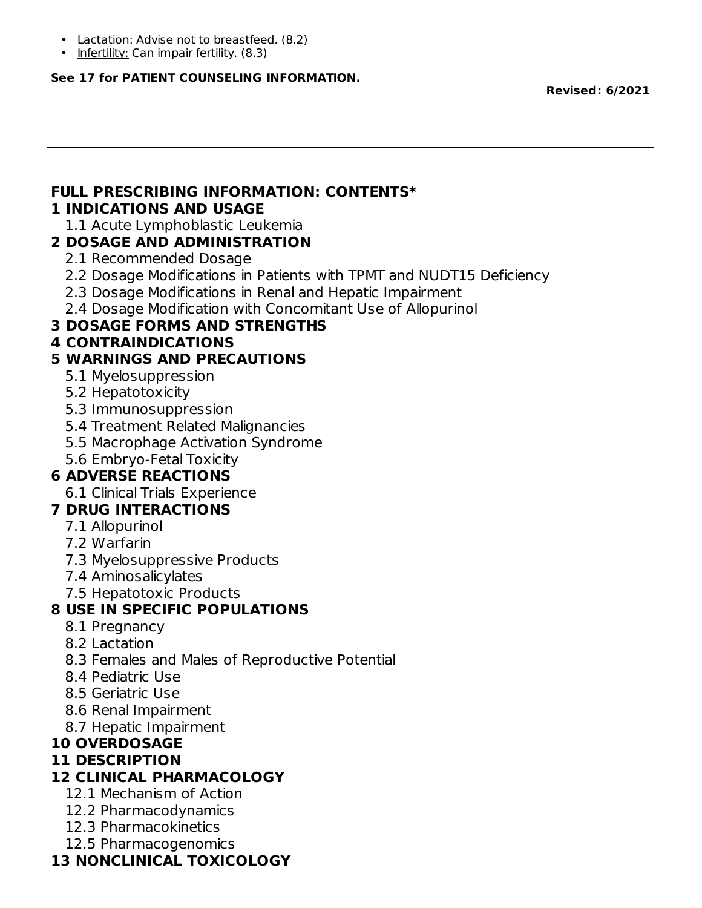- Lactation: Advise not to breastfeed. (8.2)
- Infertility: Can impair fertility. (8.3)

**See 17 for PATIENT COUNSELING INFORMATION.**

**Revised: 6/2021**

---

## FULL PRESCRIBING INFORMATION: CONTENTS*

**1 INDICATIONS AND USAGE**
- 1.1 Acute Lymphoblastic Leukemia

**2 DOSAGE AND ADMINISTRATION**
- 2.1 Recommended Dosage
- 2.2 Dosage Modifications in Patients with TPMT and NUDT15 Deficiency
- 2.3 Dosage Modifications in Renal and Hepatic Impairment
- 2.4 Dosage Modification with Concomitant Use of Allopurinol

**3 DOSAGE FORMS AND STRENGTHS**

**4 CONTRAINDICATIONS**

**5 WARNINGS AND PRECAUTIONS**
- 5.1 Myelosuppression
- 5.2 Hepatotoxicity
- 5.3 Immunosuppression
- 5.4 Treatment Related Malignancies
- 5.5 Macrophage Activation Syndrome
- 5.6 Embryo-Fetal Toxicity

**6 ADVERSE REACTIONS**
- 6.1 Clinical Trials Experience

**7 DRUG INTERACTIONS**
- 7.1 Allopurinol
- 7.2 Warfarin
- 7.3 Myelosuppressive Products
- 7.4 Aminosalicylates
- 7.5 Hepatotoxic Products

**8 USE IN SPECIFIC POPULATIONS**
- 8.1 Pregnancy
- 8.2 Lactation
- 8.3 Females and Males of Reproductive Potential
- 8.4 Pediatric Use
- 8.5 Geriatric Use
- 8.6 Renal Impairment
- 8.7 Hepatic Impairment

**10 OVERDOSAGE**

**11 DESCRIPTION**

**12 CLINICAL PHARMACOLOGY**
- 12.1 Mechanism of Action
- 12.2 Pharmacodynamics
- 12.3 Pharmacokinetics
- 12.5 Pharmacogenomics

**13 NONCLINICAL TOXICOLOGY**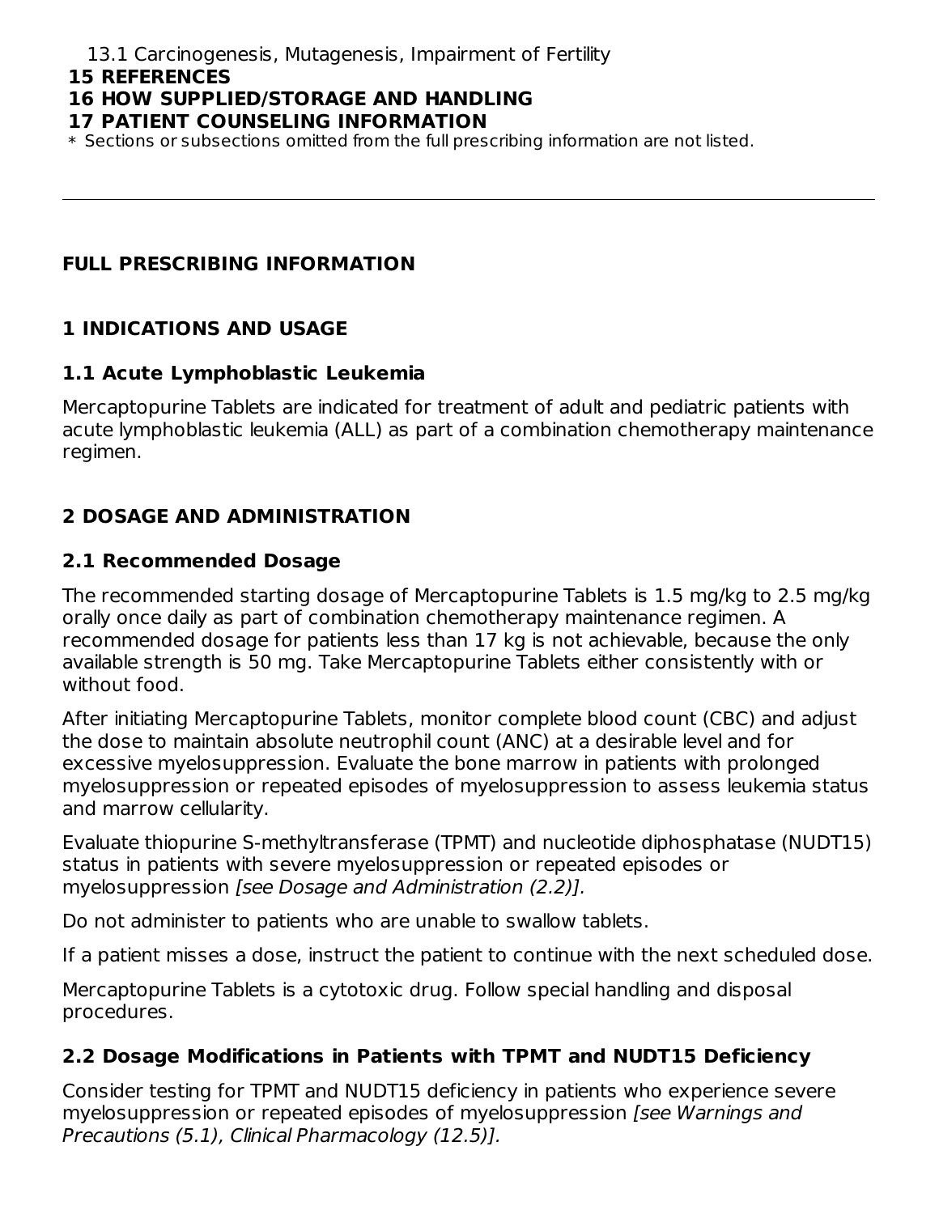13.1 Carcinogenesis, Mutagenesis, Impairment of Fertility

**15 REFERENCES**

**16 HOW SUPPLIED/STORAGE AND HANDLING**

**17 PATIENT COUNSELING INFORMATION**

* Sections or subsections omitted from the full prescribing information are not listed.

---

# FULL PRESCRIBING INFORMATION

## 1 INDICATIONS AND USAGE

### 1.1 Acute Lymphoblastic Leukemia

Mercaptopurine Tablets are indicated for treatment of adult and pediatric patients with acute lymphoblastic leukemia (ALL) as part of a combination chemotherapy maintenance regimen.

## 2 DOSAGE AND ADMINISTRATION

### 2.1 Recommended Dosage

The recommended starting dosage of Mercaptopurine Tablets is 1.5 mg/kg to 2.5 mg/kg orally once daily as part of combination chemotherapy maintenance regimen. A recommended dosage for patients less than 17 kg is not achievable, because the only available strength is 50 mg. Take Mercaptopurine Tablets either consistently with or without food.

After initiating Mercaptopurine Tablets, monitor complete blood count (CBC) and adjust the dose to maintain absolute neutrophil count (ANC) at a desirable level and for excessive myelosuppression. Evaluate the bone marrow in patients with prolonged myelosuppression or repeated episodes of myelosuppression to assess leukemia status and marrow cellularity.

Evaluate thiopurine S-methyltransferase (TPMT) and nucleotide diphosphatase (NUDT15) status in patients with severe myelosuppression or repeated episodes or myelosuppression *[see Dosage and Administration (2.2)].*

Do not administer to patients who are unable to swallow tablets.

If a patient misses a dose, instruct the patient to continue with the next scheduled dose.

Mercaptopurine Tablets is a cytotoxic drug. Follow special handling and disposal procedures.

### 2.2 Dosage Modifications in Patients with TPMT and NUDT15 Deficiency

Consider testing for TPMT and NUDT15 deficiency in patients who experience severe myelosuppression or repeated episodes of myelosuppression *[see Warnings and Precautions (5.1), Clinical Pharmacology (12.5)].*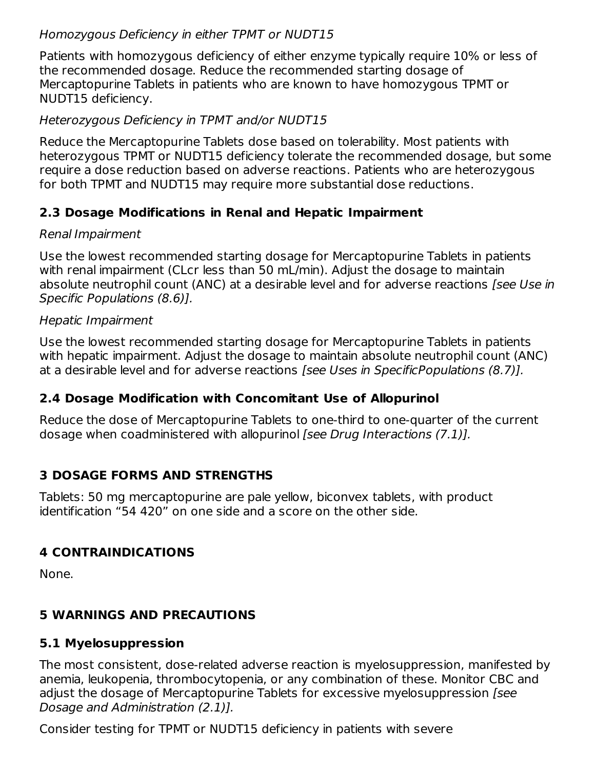*Homozygous Deficiency in either TPMT or NUDT15*

Patients with homozygous deficiency of either enzyme typically require 10% or less of the recommended dosage. Reduce the recommended starting dosage of Mercaptopurine Tablets in patients who are known to have homozygous TPMT or NUDT15 deficiency.

*Heterozygous Deficiency in TPMT and/or NUDT15*

Reduce the Mercaptopurine Tablets dose based on tolerability. Most patients with heterozygous TPMT or NUDT15 deficiency tolerate the recommended dosage, but some require a dose reduction based on adverse reactions. Patients who are heterozygous for both TPMT and NUDT15 may require more substantial dose reductions.

### 2.3 Dosage Modifications in Renal and Hepatic Impairment

*Renal Impairment*

Use the lowest recommended starting dosage for Mercaptopurine Tablets in patients with renal impairment (CLcr less than 50 mL/min). Adjust the dosage to maintain absolute neutrophil count (ANC) at a desirable level and for adverse reactions *[see Use in Specific Populations (8.6)].*

*Hepatic Impairment*

Use the lowest recommended starting dosage for Mercaptopurine Tablets in patients with hepatic impairment. Adjust the dosage to maintain absolute neutrophil count (ANC) at a desirable level and for adverse reactions *[see Uses in SpecificPopulations (8.7)].*

### 2.4 Dosage Modification with Concomitant Use of Allopurinol

Reduce the dose of Mercaptopurine Tablets to one-third to one-quarter of the current dosage when coadministered with allopurinol *[see Drug Interactions (7.1)].*

## 3 DOSAGE FORMS AND STRENGTHS

Tablets: 50 mg mercaptopurine are pale yellow, biconvex tablets, with product identification “54 420” on one side and a score on the other side.

## 4 CONTRAINDICATIONS

None.

## 5 WARNINGS AND PRECAUTIONS

### 5.1 Myelosuppression

The most consistent, dose-related adverse reaction is myelosuppression, manifested by anemia, leukopenia, thrombocytopenia, or any combination of these. Monitor CBC and adjust the dosage of Mercaptopurine Tablets for excessive myelosuppression *[see Dosage and Administration (2.1)].*

Consider testing for TPMT or NUDT15 deficiency in patients with severe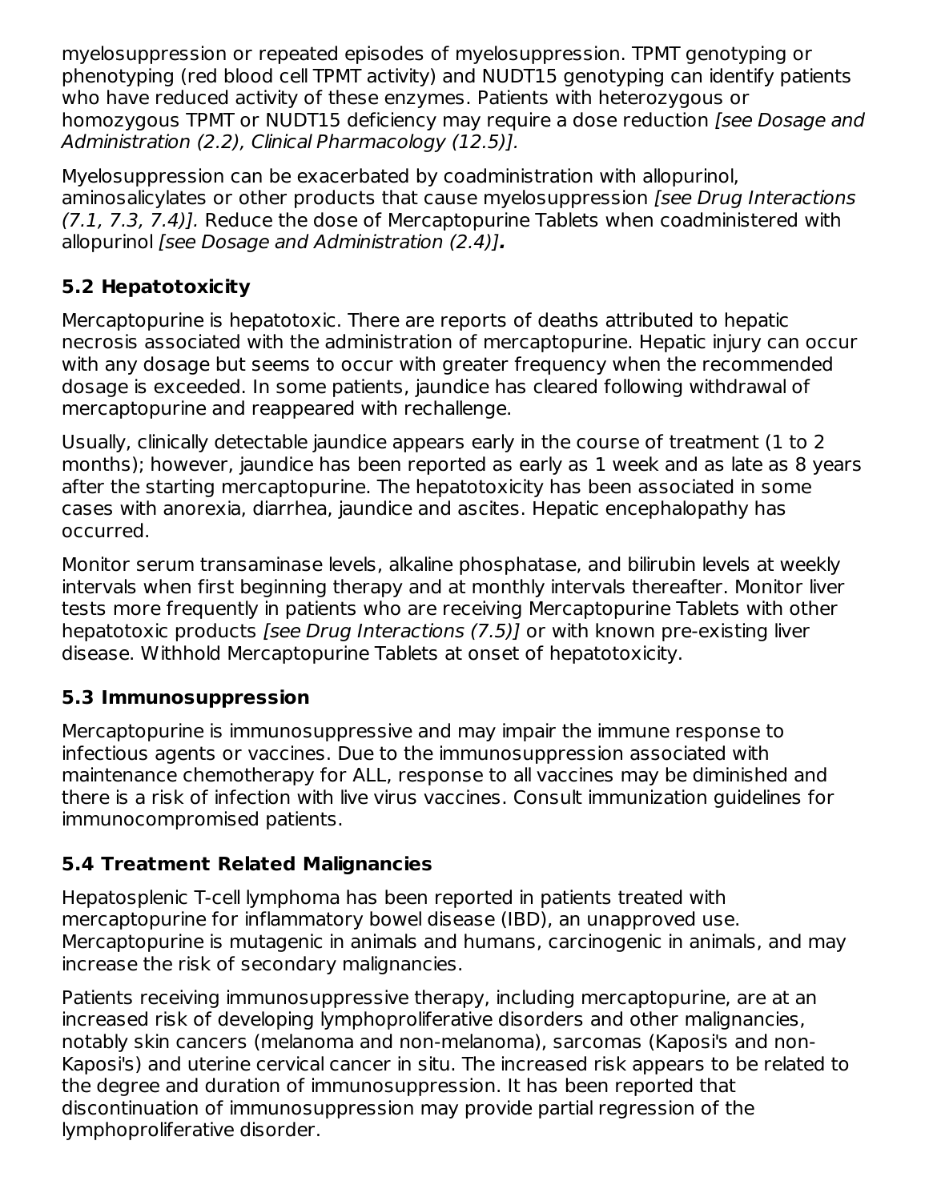myelosuppression or repeated episodes of myelosuppression. TPMT genotyping or phenotyping (red blood cell TPMT activity) and NUDT15 genotyping can identify patients who have reduced activity of these enzymes. Patients with heterozygous or homozygous TPMT or NUDT15 deficiency may require a dose reduction *[see Dosage and Administration (2.2), Clinical Pharmacology (12.5)].*

Myelosuppression can be exacerbated by coadministration with allopurinol, aminosalicylates or other products that cause myelosuppression *[see Drug Interactions (7.1, 7.3, 7.4)].* Reduce the dose of Mercaptopurine Tablets when coadministered with allopurinol *[see Dosage and Administration (2.4)]***.**

### 5.2 Hepatotoxicity

Mercaptopurine is hepatotoxic. There are reports of deaths attributed to hepatic necrosis associated with the administration of mercaptopurine. Hepatic injury can occur with any dosage but seems to occur with greater frequency when the recommended dosage is exceeded. In some patients, jaundice has cleared following withdrawal of mercaptopurine and reappeared with rechallenge.

Usually, clinically detectable jaundice appears early in the course of treatment (1 to 2 months); however, jaundice has been reported as early as 1 week and as late as 8 years after the starting mercaptopurine. The hepatotoxicity has been associated in some cases with anorexia, diarrhea, jaundice and ascites. Hepatic encephalopathy has occurred.

Monitor serum transaminase levels, alkaline phosphatase, and bilirubin levels at weekly intervals when first beginning therapy and at monthly intervals thereafter. Monitor liver tests more frequently in patients who are receiving Mercaptopurine Tablets with other hepatotoxic products *[see Drug Interactions (7.5)]* or with known pre-existing liver disease. Withhold Mercaptopurine Tablets at onset of hepatotoxicity.

### 5.3 Immunosuppression

Mercaptopurine is immunosuppressive and may impair the immune response to infectious agents or vaccines. Due to the immunosuppression associated with maintenance chemotherapy for ALL, response to all vaccines may be diminished and there is a risk of infection with live virus vaccines. Consult immunization guidelines for immunocompromised patients.

### 5.4 Treatment Related Malignancies

Hepatosplenic T-cell lymphoma has been reported in patients treated with mercaptopurine for inflammatory bowel disease (IBD), an unapproved use. Mercaptopurine is mutagenic in animals and humans, carcinogenic in animals, and may increase the risk of secondary malignancies.

Patients receiving immunosuppressive therapy, including mercaptopurine, are at an increased risk of developing lymphoproliferative disorders and other malignancies, notably skin cancers (melanoma and non-melanoma), sarcomas (Kaposi's and non-Kaposi's) and uterine cervical cancer in situ. The increased risk appears to be related to the degree and duration of immunosuppression. It has been reported that discontinuation of immunosuppression may provide partial regression of the lymphoproliferative disorder.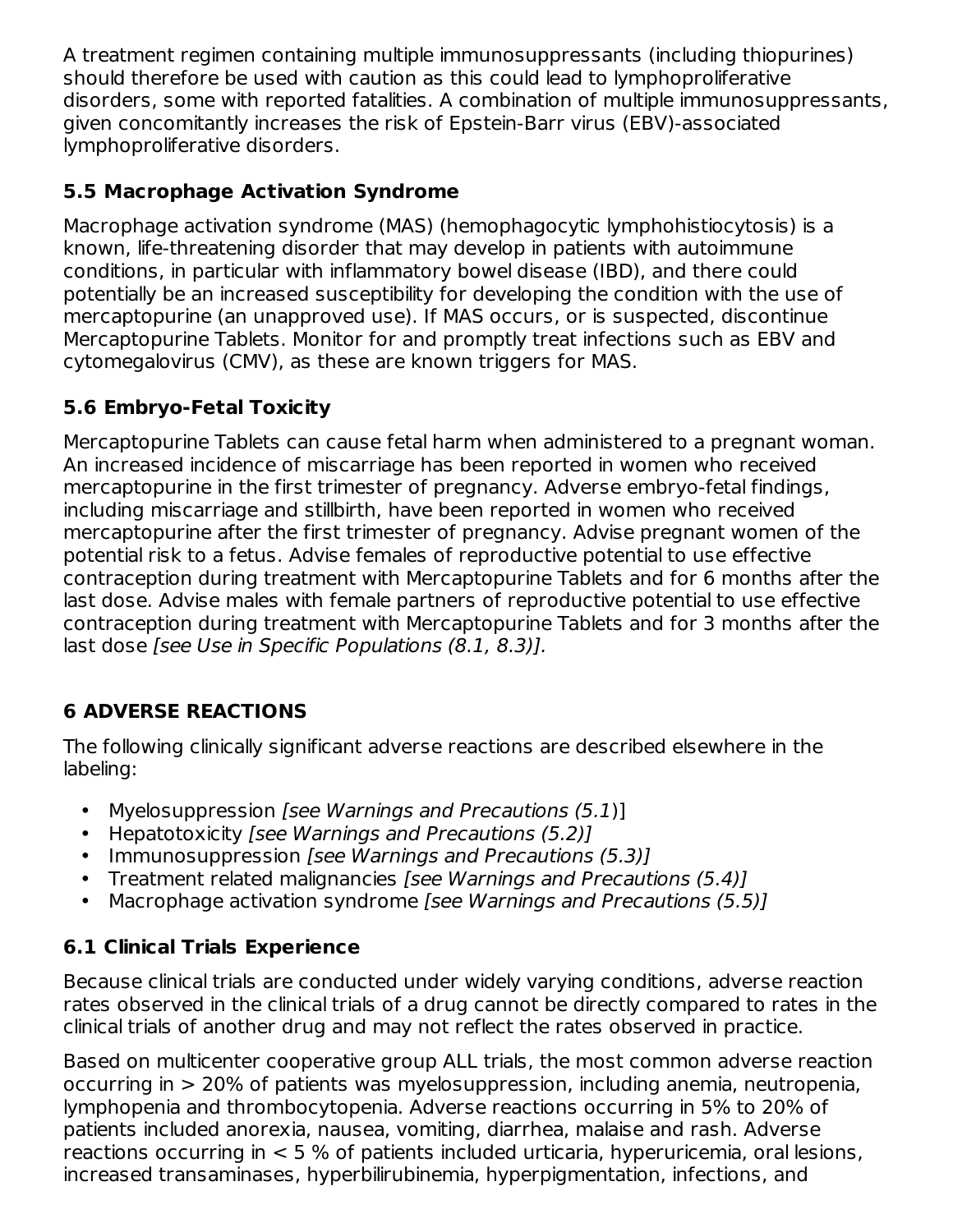A treatment regimen containing multiple immunosuppressants (including thiopurines) should therefore be used with caution as this could lead to lymphoproliferative disorders, some with reported fatalities. A combination of multiple immunosuppressants, given concomitantly increases the risk of Epstein-Barr virus (EBV)-associated lymphoproliferative disorders.

### 5.5 Macrophage Activation Syndrome

Macrophage activation syndrome (MAS) (hemophagocytic lymphohistiocytosis) is a known, life-threatening disorder that may develop in patients with autoimmune conditions, in particular with inflammatory bowel disease (IBD), and there could potentially be an increased susceptibility for developing the condition with the use of mercaptopurine (an unapproved use). If MAS occurs, or is suspected, discontinue Mercaptopurine Tablets. Monitor for and promptly treat infections such as EBV and cytomegalovirus (CMV), as these are known triggers for MAS.

### 5.6 Embryo-Fetal Toxicity

Mercaptopurine Tablets can cause fetal harm when administered to a pregnant woman. An increased incidence of miscarriage has been reported in women who received mercaptopurine in the first trimester of pregnancy. Adverse embryo-fetal findings, including miscarriage and stillbirth, have been reported in women who received mercaptopurine after the first trimester of pregnancy. Advise pregnant women of the potential risk to a fetus. Advise females of reproductive potential to use effective contraception during treatment with Mercaptopurine Tablets and for 6 months after the last dose. Advise males with female partners of reproductive potential to use effective contraception during treatment with Mercaptopurine Tablets and for 3 months after the last dose *[see Use in Specific Populations (8.1, 8.3)]*.

## 6 ADVERSE REACTIONS

The following clinically significant adverse reactions are described elsewhere in the labeling:

- Myelosuppression *[see Warnings and Precautions (5.1)]*
- Hepatotoxicity *[see Warnings and Precautions (5.2)]*
- Immunosuppression *[see Warnings and Precautions (5.3)]*
- Treatment related malignancies *[see Warnings and Precautions (5.4)]*
- Macrophage activation syndrome *[see Warnings and Precautions (5.5)]*

### 6.1 Clinical Trials Experience

Because clinical trials are conducted under widely varying conditions, adverse reaction rates observed in the clinical trials of a drug cannot be directly compared to rates in the clinical trials of another drug and may not reflect the rates observed in practice.

Based on multicenter cooperative group ALL trials, the most common adverse reaction occurring in > 20% of patients was myelosuppression, including anemia, neutropenia, lymphopenia and thrombocytopenia. Adverse reactions occurring in 5% to 20% of patients included anorexia, nausea, vomiting, diarrhea, malaise and rash. Adverse reactions occurring in < 5 % of patients included urticaria, hyperuricemia, oral lesions, increased transaminases, hyperbilirubinemia, hyperpigmentation, infections, and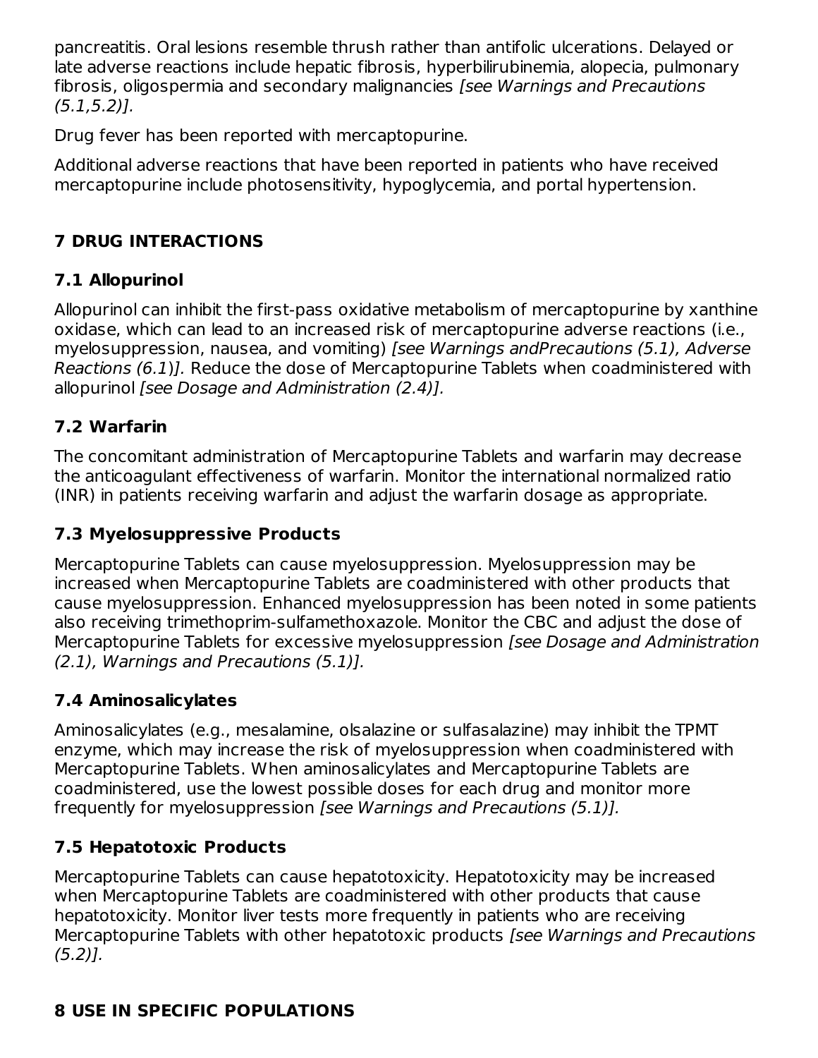pancreatitis. Oral lesions resemble thrush rather than antifolic ulcerations. Delayed or late adverse reactions include hepatic fibrosis, hyperbilirubinemia, alopecia, pulmonary fibrosis, oligospermia and secondary malignancies *[see Warnings and Precautions (5.1,5.2)].*

Drug fever has been reported with mercaptopurine.

Additional adverse reactions that have been reported in patients who have received mercaptopurine include photosensitivity, hypoglycemia, and portal hypertension.

## 7 DRUG INTERACTIONS

### 7.1 Allopurinol

Allopurinol can inhibit the first-pass oxidative metabolism of mercaptopurine by xanthine oxidase, which can lead to an increased risk of mercaptopurine adverse reactions (i.e., myelosuppression, nausea, and vomiting) *[see Warnings andPrecautions (5.1), Adverse Reactions (6.1)].* Reduce the dose of Mercaptopurine Tablets when coadministered with allopurinol *[see Dosage and Administration (2.4)].*

### 7.2 Warfarin

The concomitant administration of Mercaptopurine Tablets and warfarin may decrease the anticoagulant effectiveness of warfarin. Monitor the international normalized ratio (INR) in patients receiving warfarin and adjust the warfarin dosage as appropriate.

### 7.3 Myelosuppressive Products

Mercaptopurine Tablets can cause myelosuppression. Myelosuppression may be increased when Mercaptopurine Tablets are coadministered with other products that cause myelosuppression. Enhanced myelosuppression has been noted in some patients also receiving trimethoprim-sulfamethoxazole. Monitor the CBC and adjust the dose of Mercaptopurine Tablets for excessive myelosuppression *[see Dosage and Administration (2.1), Warnings and Precautions (5.1)].*

### 7.4 Aminosalicylates

Aminosalicylates (e.g., mesalamine, olsalazine or sulfasalazine) may inhibit the TPMT enzyme, which may increase the risk of myelosuppression when coadministered with Mercaptopurine Tablets. When aminosalicylates and Mercaptopurine Tablets are coadministered, use the lowest possible doses for each drug and monitor more frequently for myelosuppression *[see Warnings and Precautions (5.1)].*

### 7.5 Hepatotoxic Products

Mercaptopurine Tablets can cause hepatotoxicity. Hepatotoxicity may be increased when Mercaptopurine Tablets are coadministered with other products that cause hepatotoxicity. Monitor liver tests more frequently in patients who are receiving Mercaptopurine Tablets with other hepatotoxic products *[see Warnings and Precautions (5.2)].*

## 8 USE IN SPECIFIC POPULATIONS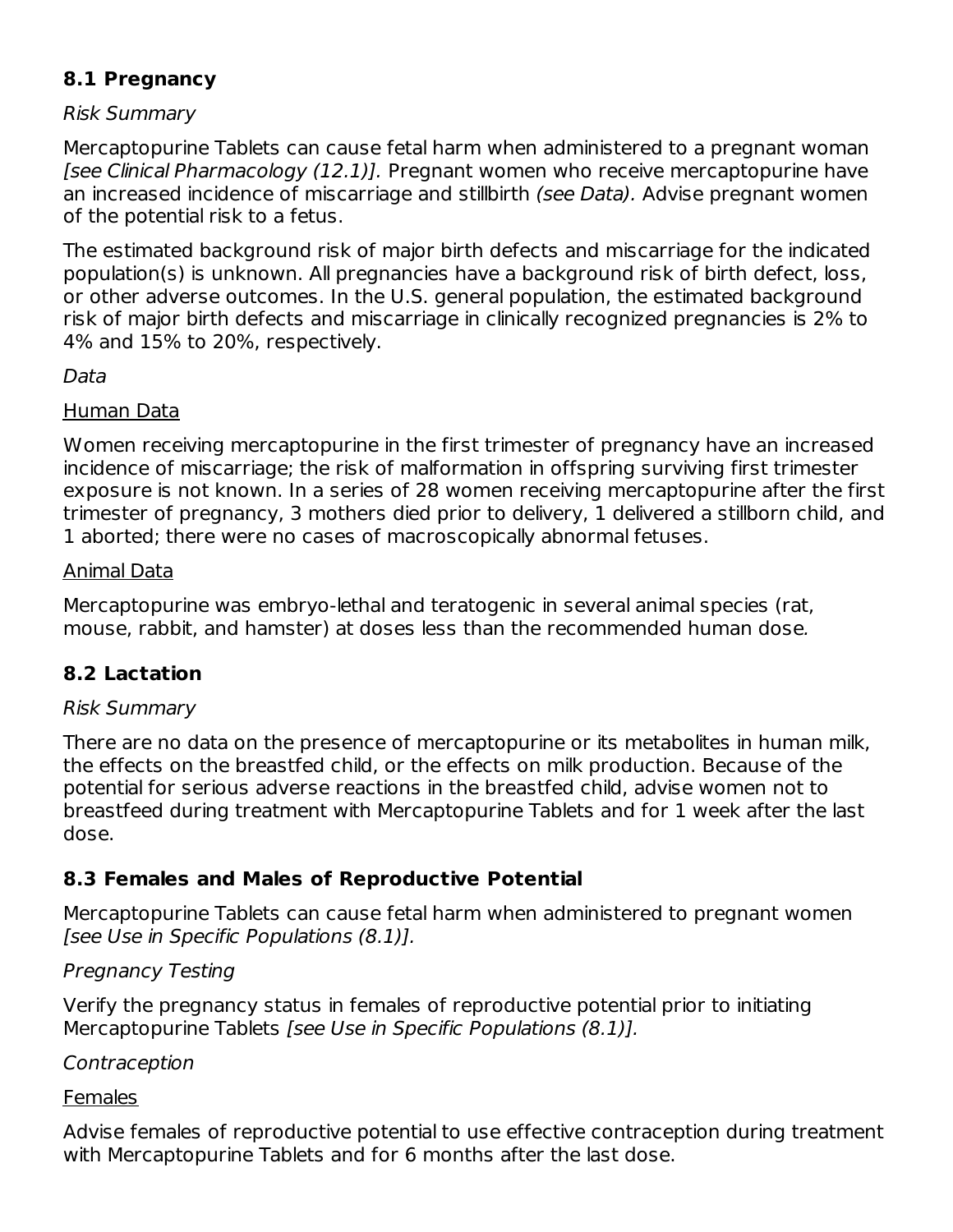## 8.1 Pregnancy

*Risk Summary*

Mercaptopurine Tablets can cause fetal harm when administered to a pregnant woman *[see Clinical Pharmacology (12.1)]*. Pregnant women who receive mercaptopurine have an increased incidence of miscarriage and stillbirth *(see Data)*. Advise pregnant women of the potential risk to a fetus.

The estimated background risk of major birth defects and miscarriage for the indicated population(s) is unknown. All pregnancies have a background risk of birth defect, loss, or other adverse outcomes. In the U.S. general population, the estimated background risk of major birth defects and miscarriage in clinically recognized pregnancies is 2% to 4% and 15% to 20%, respectively.

*Data*

<u>Human Data</u>

Women receiving mercaptopurine in the first trimester of pregnancy have an increased incidence of miscarriage; the risk of malformation in offspring surviving first trimester exposure is not known. In a series of 28 women receiving mercaptopurine after the first trimester of pregnancy, 3 mothers died prior to delivery, 1 delivered a stillborn child, and 1 aborted; there were no cases of macroscopically abnormal fetuses.

<u>Animal Data</u>

Mercaptopurine was embryo-lethal and teratogenic in several animal species (rat, mouse, rabbit, and hamster) at doses less than the recommended human dose.

## 8.2 Lactation

*Risk Summary*

There are no data on the presence of mercaptopurine or its metabolites in human milk, the effects on the breastfed child, or the effects on milk production. Because of the potential for serious adverse reactions in the breastfed child, advise women not to breastfeed during treatment with Mercaptopurine Tablets and for 1 week after the last dose.

## 8.3 Females and Males of Reproductive Potential

Mercaptopurine Tablets can cause fetal harm when administered to pregnant women *[see Use in Specific Populations (8.1)]*.

*Pregnancy Testing*

Verify the pregnancy status in females of reproductive potential prior to initiating Mercaptopurine Tablets *[see Use in Specific Populations (8.1)]*.

*Contraception*

<u>Females</u>

Advise females of reproductive potential to use effective contraception during treatment with Mercaptopurine Tablets and for 6 months after the last dose.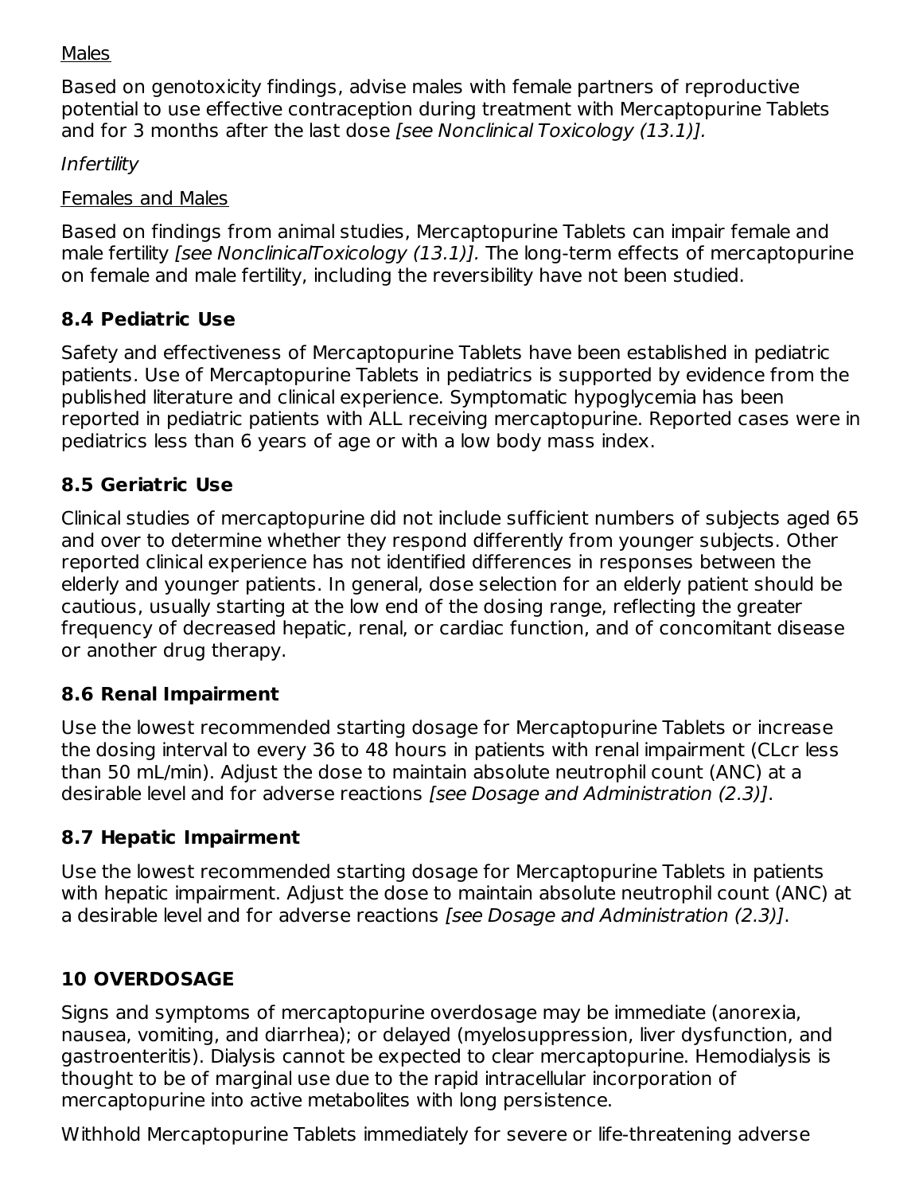Males

Based on genotoxicity findings, advise males with female partners of reproductive potential to use effective contraception during treatment with Mercaptopurine Tablets and for 3 months after the last dose *[see Nonclinical Toxicology (13.1)].*

*Infertility*

Females and Males

Based on findings from animal studies, Mercaptopurine Tablets can impair female and male fertility *[see NonclinicalToxicology (13.1)].* The long-term effects of mercaptopurine on female and male fertility, including the reversibility have not been studied.

### 8.4 Pediatric Use

Safety and effectiveness of Mercaptopurine Tablets have been established in pediatric patients. Use of Mercaptopurine Tablets in pediatrics is supported by evidence from the published literature and clinical experience. Symptomatic hypoglycemia has been reported in pediatric patients with ALL receiving mercaptopurine. Reported cases were in pediatrics less than 6 years of age or with a low body mass index.

### 8.5 Geriatric Use

Clinical studies of mercaptopurine did not include sufficient numbers of subjects aged 65 and over to determine whether they respond differently from younger subjects. Other reported clinical experience has not identified differences in responses between the elderly and younger patients. In general, dose selection for an elderly patient should be cautious, usually starting at the low end of the dosing range, reflecting the greater frequency of decreased hepatic, renal, or cardiac function, and of concomitant disease or another drug therapy.

### 8.6 Renal Impairment

Use the lowest recommended starting dosage for Mercaptopurine Tablets or increase the dosing interval to every 36 to 48 hours in patients with renal impairment (CLcr less than 50 mL/min). Adjust the dose to maintain absolute neutrophil count (ANC) at a desirable level and for adverse reactions *[see Dosage and Administration (2.3)]*.

### 8.7 Hepatic Impairment

Use the lowest recommended starting dosage for Mercaptopurine Tablets in patients with hepatic impairment. Adjust the dose to maintain absolute neutrophil count (ANC) at a desirable level and for adverse reactions *[see Dosage and Administration (2.3)]*.

## 10 OVERDOSAGE

Signs and symptoms of mercaptopurine overdosage may be immediate (anorexia, nausea, vomiting, and diarrhea); or delayed (myelosuppression, liver dysfunction, and gastroenteritis). Dialysis cannot be expected to clear mercaptopurine. Hemodialysis is thought to be of marginal use due to the rapid intracellular incorporation of mercaptopurine into active metabolites with long persistence.

Withhold Mercaptopurine Tablets immediately for severe or life-threatening adverse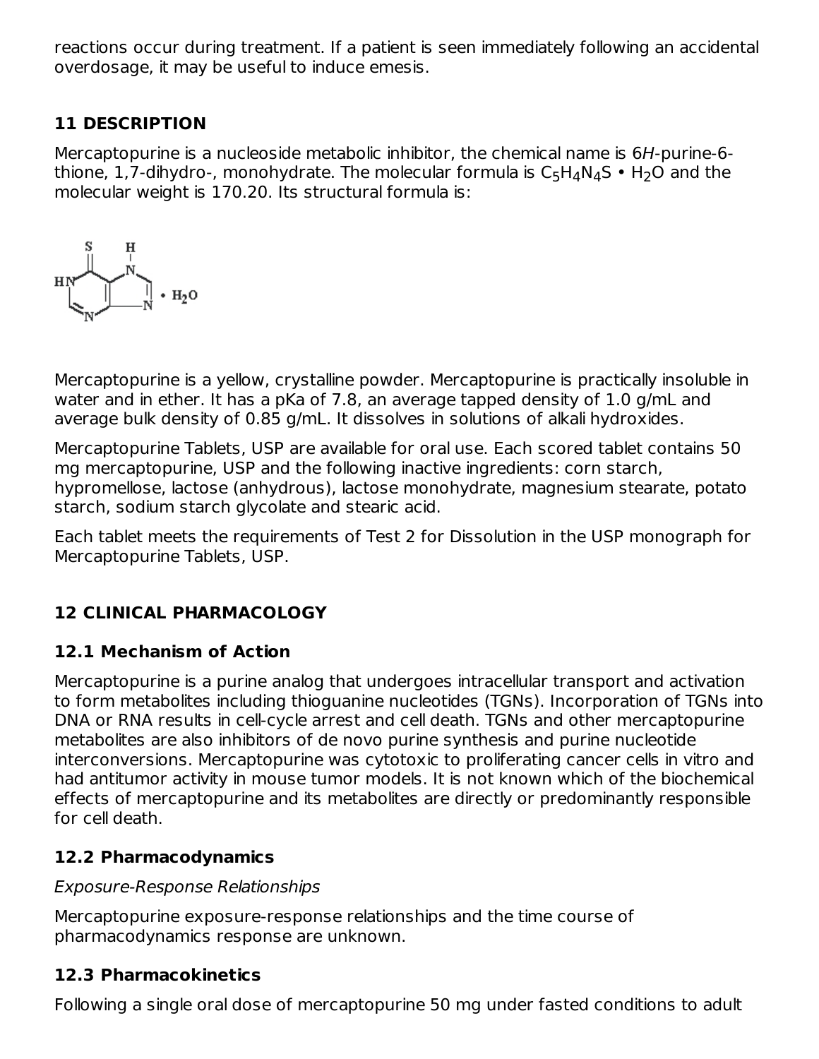reactions occur during treatment. If a patient is seen immediately following an accidental overdosage, it may be useful to induce emesis.

## 11 DESCRIPTION

Mercaptopurine is a nucleoside metabolic inhibitor, the chemical name is 6*H*-purine-6-thione, 1,7-dihydro-, monohydrate. The molecular formula is $C_5H_4N_4S \cdot H_2O$ and the molecular weight is 170.20. Its structural formula is:

Mercaptopurine is a yellow, crystalline powder. Mercaptopurine is practically insoluble in water and in ether. It has a pKa of 7.8, an average tapped density of 1.0 g/mL and average bulk density of 0.85 g/mL. It dissolves in solutions of alkali hydroxides.

Mercaptopurine Tablets, USP are available for oral use. Each scored tablet contains 50 mg mercaptopurine, USP and the following inactive ingredients: corn starch, hypromellose, lactose (anhydrous), lactose monohydrate, magnesium stearate, potato starch, sodium starch glycolate and stearic acid.

Each tablet meets the requirements of Test 2 for Dissolution in the USP monograph for Mercaptopurine Tablets, USP.

## 12 CLINICAL PHARMACOLOGY

### 12.1 Mechanism of Action

Mercaptopurine is a purine analog that undergoes intracellular transport and activation to form metabolites including thioguanine nucleotides (TGNs). Incorporation of TGNs into DNA or RNA results in cell-cycle arrest and cell death. TGNs and other mercaptopurine metabolites are also inhibitors of de novo purine synthesis and purine nucleotide interconversions. Mercaptopurine was cytotoxic to proliferating cancer cells in vitro and had antitumor activity in mouse tumor models. It is not known which of the biochemical effects of mercaptopurine and its metabolites are directly or predominantly responsible for cell death.

### 12.2 Pharmacodynamics

*Exposure-Response Relationships*

Mercaptopurine exposure-response relationships and the time course of pharmacodynamics response are unknown.

### 12.3 Pharmacokinetics

Following a single oral dose of mercaptopurine 50 mg under fasted conditions to adult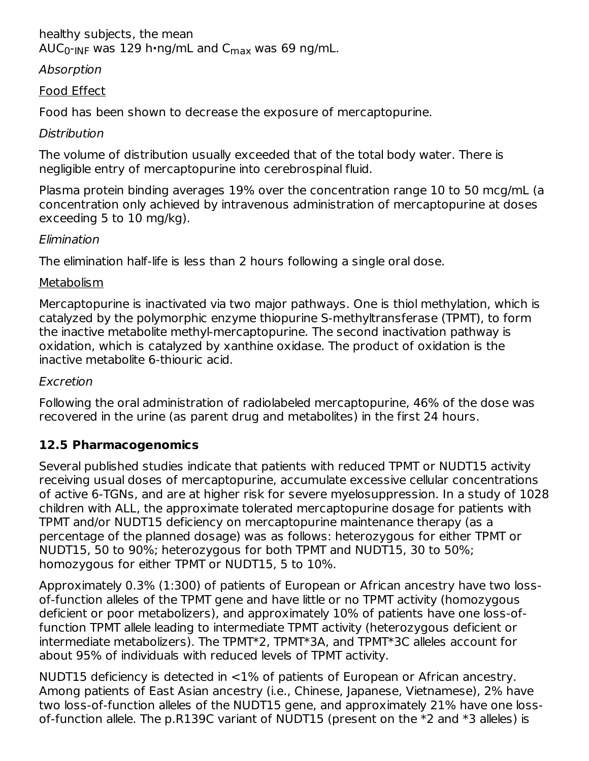healthy subjects, the mean $AUC_{0\text{-}INF}$ was 129 h•ng/mL and $C_{max}$ was 69 ng/mL.

*Absorption*

Food Effect

Food has been shown to decrease the exposure of mercaptopurine.

*Distribution*

The volume of distribution usually exceeded that of the total body water. There is negligible entry of mercaptopurine into cerebrospinal fluid.

Plasma protein binding averages 19% over the concentration range 10 to 50 mcg/mL (a concentration only achieved by intravenous administration of mercaptopurine at doses exceeding 5 to 10 mg/kg).

*Elimination*

The elimination half-life is less than 2 hours following a single oral dose.

Metabolism

Mercaptopurine is inactivated via two major pathways. One is thiol methylation, which is catalyzed by the polymorphic enzyme thiopurine S-methyltransferase (TPMT), to form the inactive metabolite methyl-mercaptopurine. The second inactivation pathway is oxidation, which is catalyzed by xanthine oxidase. The product of oxidation is the inactive metabolite 6-thiouric acid.

*Excretion*

Following the oral administration of radiolabeled mercaptopurine, 46% of the dose was recovered in the urine (as parent drug and metabolites) in the first 24 hours.

## 12.5 Pharmacogenomics

Several published studies indicate that patients with reduced TPMT or NUDT15 activity receiving usual doses of mercaptopurine, accumulate excessive cellular concentrations of active 6-TGNs, and are at higher risk for severe myelosuppression. In a study of 1028 children with ALL, the approximate tolerated mercaptopurine dosage for patients with TPMT and/or NUDT15 deficiency on mercaptopurine maintenance therapy (as a percentage of the planned dosage) was as follows: heterozygous for either TPMT or NUDT15, 50 to 90%; heterozygous for both TPMT and NUDT15, 30 to 50%; homozygous for either TPMT or NUDT15, 5 to 10%.

Approximately 0.3% (1:300) of patients of European or African ancestry have two loss-of-function alleles of the TPMT gene and have little or no TPMT activity (homozygous deficient or poor metabolizers), and approximately 10% of patients have one loss-of-function TPMT allele leading to intermediate TPMT activity (heterozygous deficient or intermediate metabolizers). The TPMT*2, TPMT*3A, and TPMT*3C alleles account for about 95% of individuals with reduced levels of TPMT activity.

NUDT15 deficiency is detected in <1% of patients of European or African ancestry. Among patients of East Asian ancestry (i.e., Chinese, Japanese, Vietnamese), 2% have two loss-of-function alleles of the NUDT15 gene, and approximately 21% have one loss-of-function allele. The p.R139C variant of NUDT15 (present on the *2 and *3 alleles) is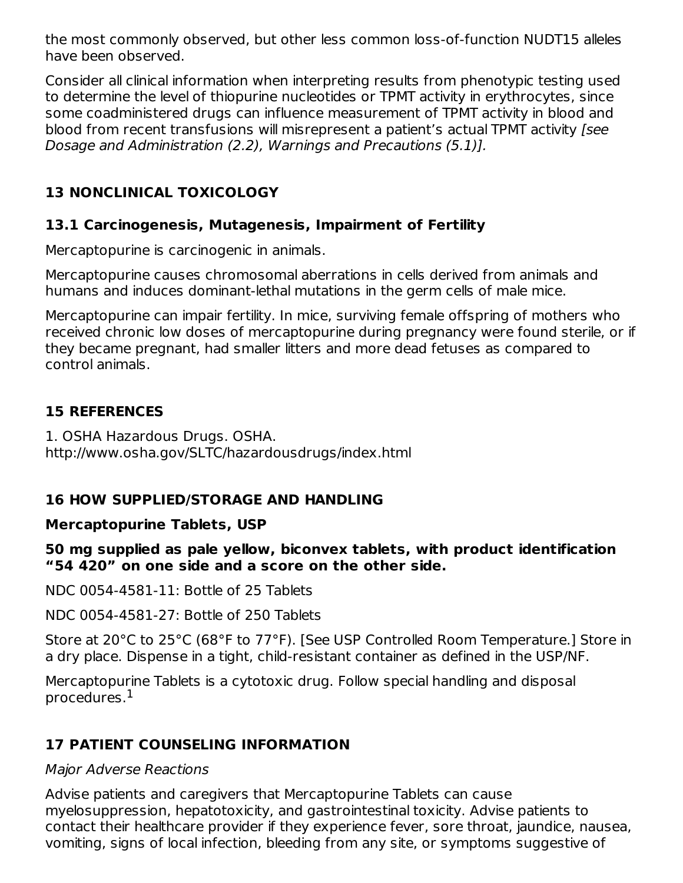the most commonly observed, but other less common loss-of-function NUDT15 alleles have been observed.

Consider all clinical information when interpreting results from phenotypic testing used to determine the level of thiopurine nucleotides or TPMT activity in erythrocytes, since some coadministered drugs can influence measurement of TPMT activity in blood and blood from recent transfusions will misrepresent a patient's actual TPMT activity *[see Dosage and Administration (2.2), Warnings and Precautions (5.1)].*

## 13 NONCLINICAL TOXICOLOGY

### 13.1 Carcinogenesis, Mutagenesis, Impairment of Fertility

Mercaptopurine is carcinogenic in animals.

Mercaptopurine causes chromosomal aberrations in cells derived from animals and humans and induces dominant-lethal mutations in the germ cells of male mice.

Mercaptopurine can impair fertility. In mice, surviving female offspring of mothers who received chronic low doses of mercaptopurine during pregnancy were found sterile, or if they became pregnant, had smaller litters and more dead fetuses as compared to control animals.

## 15 REFERENCES

1. OSHA Hazardous Drugs. OSHA. http://www.osha.gov/SLTC/hazardousdrugs/index.html

## 16 HOW SUPPLIED/STORAGE AND HANDLING

**Mercaptopurine Tablets, USP**

**50 mg supplied as pale yellow, biconvex tablets, with product identification "54 420" on one side and a score on the other side.**

NDC 0054-4581-11: Bottle of 25 Tablets

NDC 0054-4581-27: Bottle of 250 Tablets

Store at 20°C to 25°C (68°F to 77°F). [See USP Controlled Room Temperature.] Store in a dry place. Dispense in a tight, child-resistant container as defined in the USP/NF.

Mercaptopurine Tablets is a cytotoxic drug. Follow special handling and disposal procedures.[1]

## 17 PATIENT COUNSELING INFORMATION

*Major Adverse Reactions*

Advise patients and caregivers that Mercaptopurine Tablets can cause myelosuppression, hepatotoxicity, and gastrointestinal toxicity. Advise patients to contact their healthcare provider if they experience fever, sore throat, jaundice, nausea, vomiting, signs of local infection, bleeding from any site, or symptoms suggestive of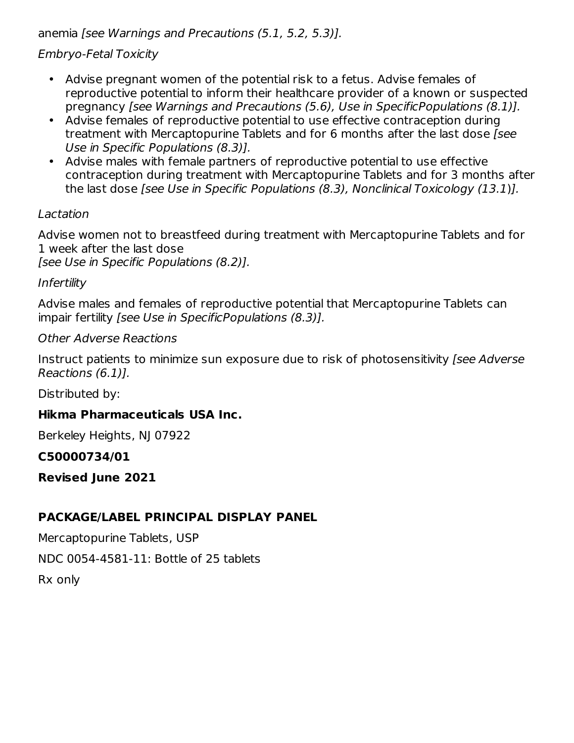anemia *[see Warnings and Precautions (5.1, 5.2, 5.3)].*

*Embryo-Fetal Toxicity*

- Advise pregnant women of the potential risk to a fetus. Advise females of reproductive potential to inform their healthcare provider of a known or suspected pregnancy *[see Warnings and Precautions (5.6), Use in SpecificPopulations (8.1)].*
- Advise females of reproductive potential to use effective contraception during treatment with Mercaptopurine Tablets and for 6 months after the last dose *[see Use in Specific Populations (8.3)].*
- Advise males with female partners of reproductive potential to use effective contraception during treatment with Mercaptopurine Tablets and for 3 months after the last dose *[see Use in Specific Populations (8.3), Nonclinical Toxicology (13.1)].*

*Lactation*

Advise women not to breastfeed during treatment with Mercaptopurine Tablets and for 1 week after the last dose
*[see Use in Specific Populations (8.2)].*

*Infertility*

Advise males and females of reproductive potential that Mercaptopurine Tablets can impair fertility *[see Use in SpecificPopulations (8.3)].*

*Other Adverse Reactions*

Instruct patients to minimize sun exposure due to risk of photosensitivity *[see Adverse Reactions (6.1)].*

Distributed by:

**Hikma Pharmaceuticals USA Inc.**

Berkeley Heights, NJ 07922

**C50000734/01**

**Revised June 2021**

## PACKAGE/LABEL PRINCIPAL DISPLAY PANEL

Mercaptopurine Tablets, USP

NDC 0054-4581-11: Bottle of 25 tablets

Rx only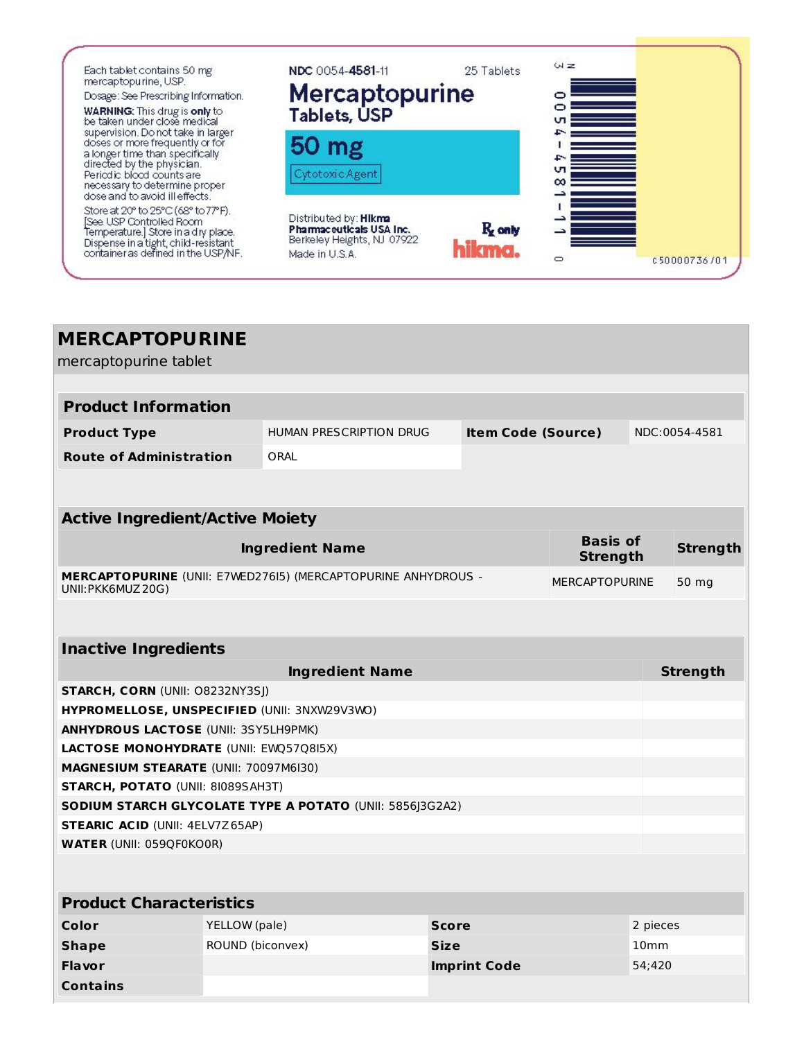Each tablet contains 50 mg mercaptopurine, USP.

Dosage: See Prescribing Information.

**WARNING:** This drug is **only** to be taken under close medical supervision. Do not take in larger doses or more frequently or for a longer time than specifically directed by the physician. Periodic blood counts are necessary to determine proper dose and to avoid ill effects.

Store at 20° to 25°C (68° to 77°F). [See USP Controlled Room Temperature.] Store in a dry place. Dispense in a tight, child-resistant container as defined in the USP/NF.

NDC 0054-4581-11 25 Tablets

**Mercaptopurine Tablets, USP**

**50 mg**

Cytotoxic Agent

Distributed by: **Hikma Pharmaceuticals USA Inc.** Berkeley Heights, NJ 07922 Made in U.S.A.

Rx only

hikma.

3 N 0054-4581-11 0

c50000736/01

# MERCAPTOPURINE

mercaptopurine tablet

## Product Information

| Product Type | HUMAN PRESCRIPTION DRUG | Item Code (Source) | NDC:0054-4581 |
|---|---|---|---|
| Route of Administration | ORAL | | |

## Active Ingredient/Active Moiety

| Ingredient Name | Basis of Strength | Strength |
|---|---|---|
| **MERCAPTOPURINE** (UNII: E7WED276I5) (MERCAPTOPURINE ANHYDROUS - UNII:PKK6MUZ20G) | MERCAPTOPURINE | 50 mg |

## Inactive Ingredients

| Ingredient Name | Strength |
|---|---|
| **STARCH, CORN** (UNII: O8232NY3SJ) | |
| **HYPROMELLOSE, UNSPECIFIED** (UNII: 3NXW29V3WO) | |
| **ANHYDROUS LACTOSE** (UNII: 3SY5LH9PMK) | |
| **LACTOSE MONOHYDRATE** (UNII: EWQ57Q8I5X) | |
| **MAGNESIUM STEARATE** (UNII: 70097M6I30) | |
| **STARCH, POTATO** (UNII: 8I089SAH3T) | |
| **SODIUM STARCH GLYCOLATE TYPE A POTATO** (UNII: 5856J3G2A2) | |
| **STEARIC ACID** (UNII: 4ELV7Z65AP) | |
| **WATER** (UNII: 059QF0KO0R) | |

## Product Characteristics

| Color | YELLOW (pale) | Score | 2 pieces |
|---|---|---|---|
| Shape | ROUND (biconvex) | Size | 10mm |
| Flavor | | Imprint Code | 54;420 |
| Contains | | | |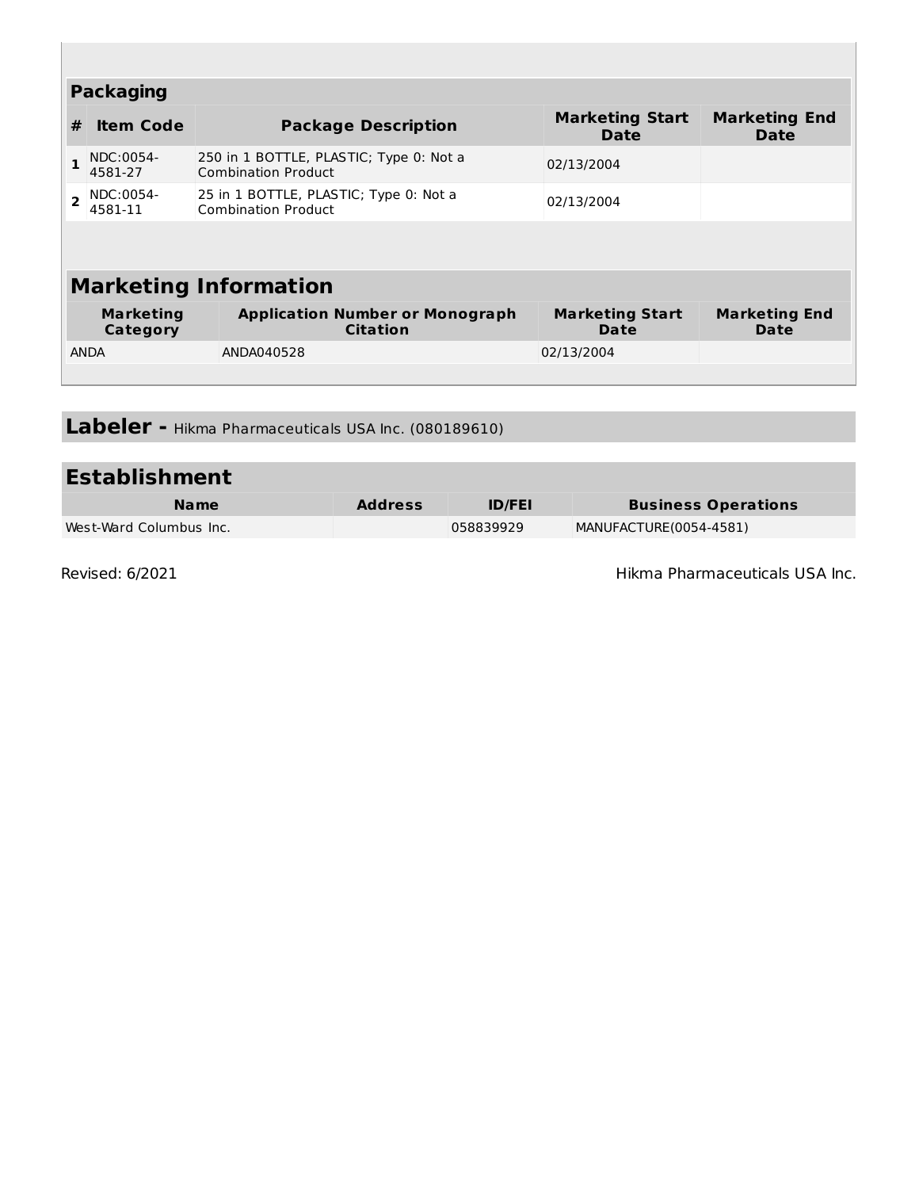## Packaging

| # | Item Code | Package Description | Marketing Start Date | Marketing End Date |
|---|---|---|---|---|
| 1 | NDC:0054-4581-27 | 250 in 1 BOTTLE, PLASTIC; Type 0: Not a Combination Product | 02/13/2004 | |
| 2 | NDC:0054-4581-11 | 25 in 1 BOTTLE, PLASTIC; Type 0: Not a Combination Product | 02/13/2004 | |

## Marketing Information

| Marketing Category | Application Number or Monograph Citation | Marketing Start Date | Marketing End Date |
|---|---|---|---|
| ANDA | ANDA040528 | 02/13/2004 | |

## Labeler - Hikma Pharmaceuticals USA Inc. (080189610)

## Establishment

| Name | Address | ID/FEI | Business Operations |
|---|---|---|---|
| West-Ward Columbus Inc. | | 058839929 | MANUFACTURE(0054-4581) |

Revised: 6/2021

Hikma Pharmaceuticals USA Inc.